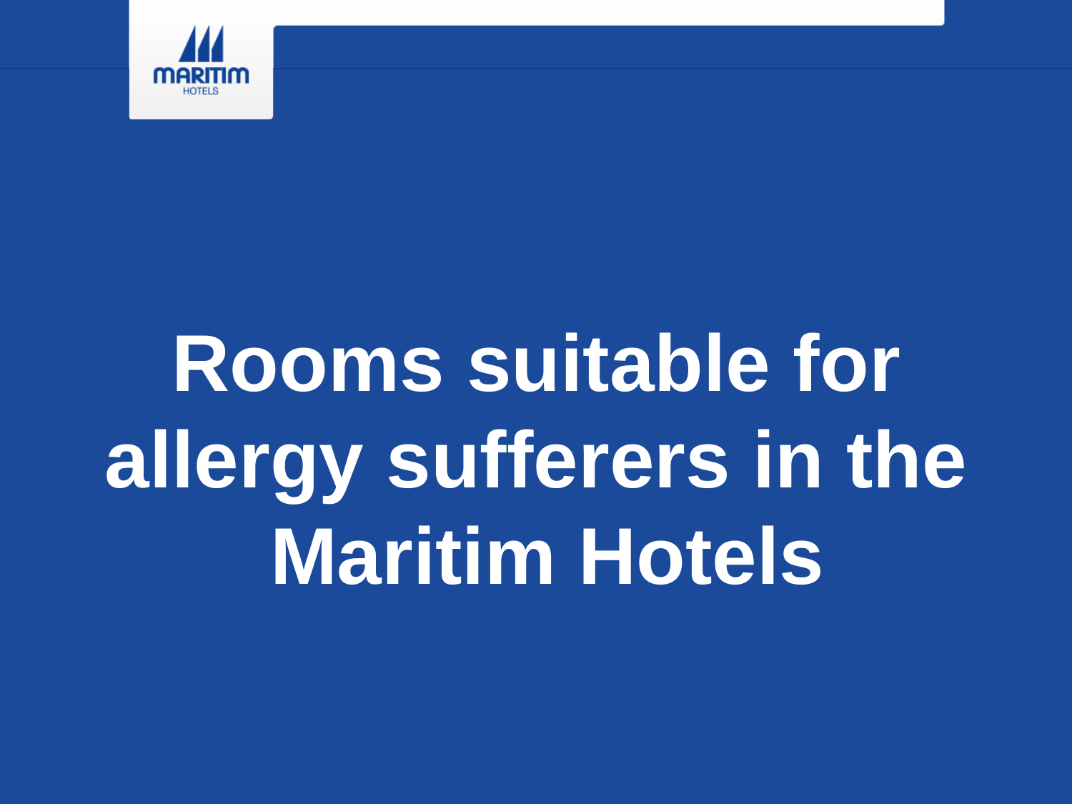# Rooms suitable for allergy sufferers in the Maritim Hotels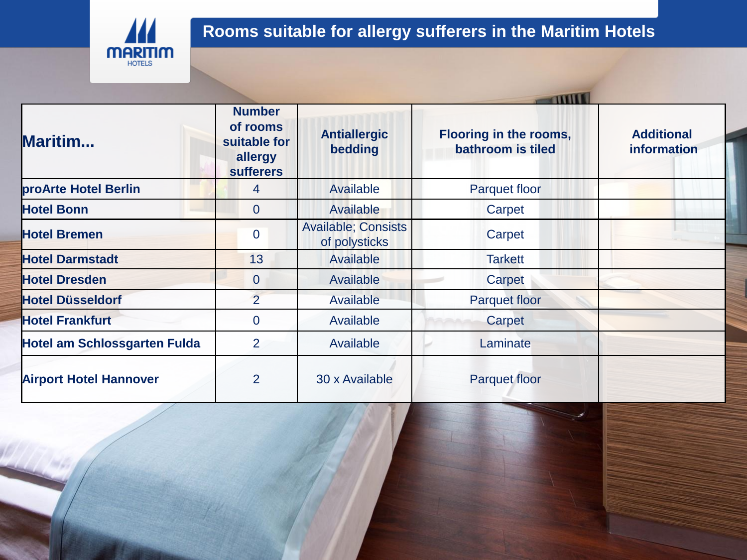# Rooms suitable for allergy sufferers in the Maritim Hotels

| Maritim... | Number of rooms suitable for allergy sufferers | Antiallergic bedding | Flooring in the rooms, bathroom is tiled | Additional information |
|---|---|---|---|---|
| **proArte Hotel Berlin** | 4 | Available | Parquet floor | |
| **Hotel Bonn** | 0 | Available | Carpet | |
| **Hotel Bremen** | 0 | Available; Consists of polysticks | Carpet | |
| **Hotel Darmstadt** | 13 | Available | Tarkett | |
| **Hotel Dresden** | 0 | Available | Carpet | |
| **Hotel Düsseldorf** | 2 | Available | Parquet floor | |
| **Hotel Frankfurt** | 0 | Available | Carpet | |
| **Hotel am Schlossgarten Fulda** | 2 | Available | Laminate | |
| **Airport Hotel Hannover** | 2 | 30 x Available | Parquet floor | |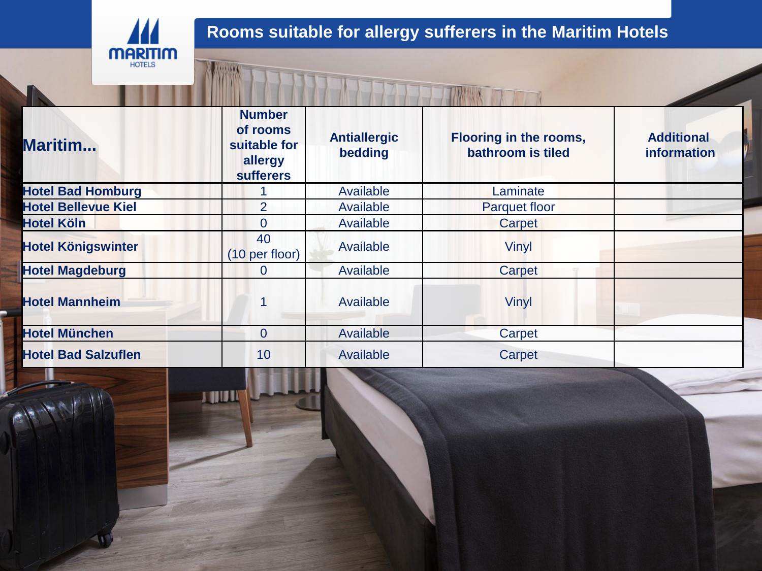# Rooms suitable for allergy sufferers in the Maritim Hotels

| Maritim... | Number of rooms suitable for allergy sufferers | Antiallergic bedding | Flooring in the rooms, bathroom is tiled | Additional information |
|---|---|---|---|---|
| **Hotel Bad Homburg** | 1 | Available | Laminate | |
| **Hotel Bellevue Kiel** | 2 | Available | Parquet floor | |
| **Hotel Köln** | 0 | Available | Carpet | |
| **Hotel Königswinter** | 40 (10 per floor) | Available | Vinyl | |
| **Hotel Magdeburg** | 0 | Available | Carpet | |
| **Hotel Mannheim** | 1 | Available | Vinyl | |
| **Hotel München** | 0 | Available | Carpet | |
| **Hotel Bad Salzuflen** | 10 | Available | Carpet | |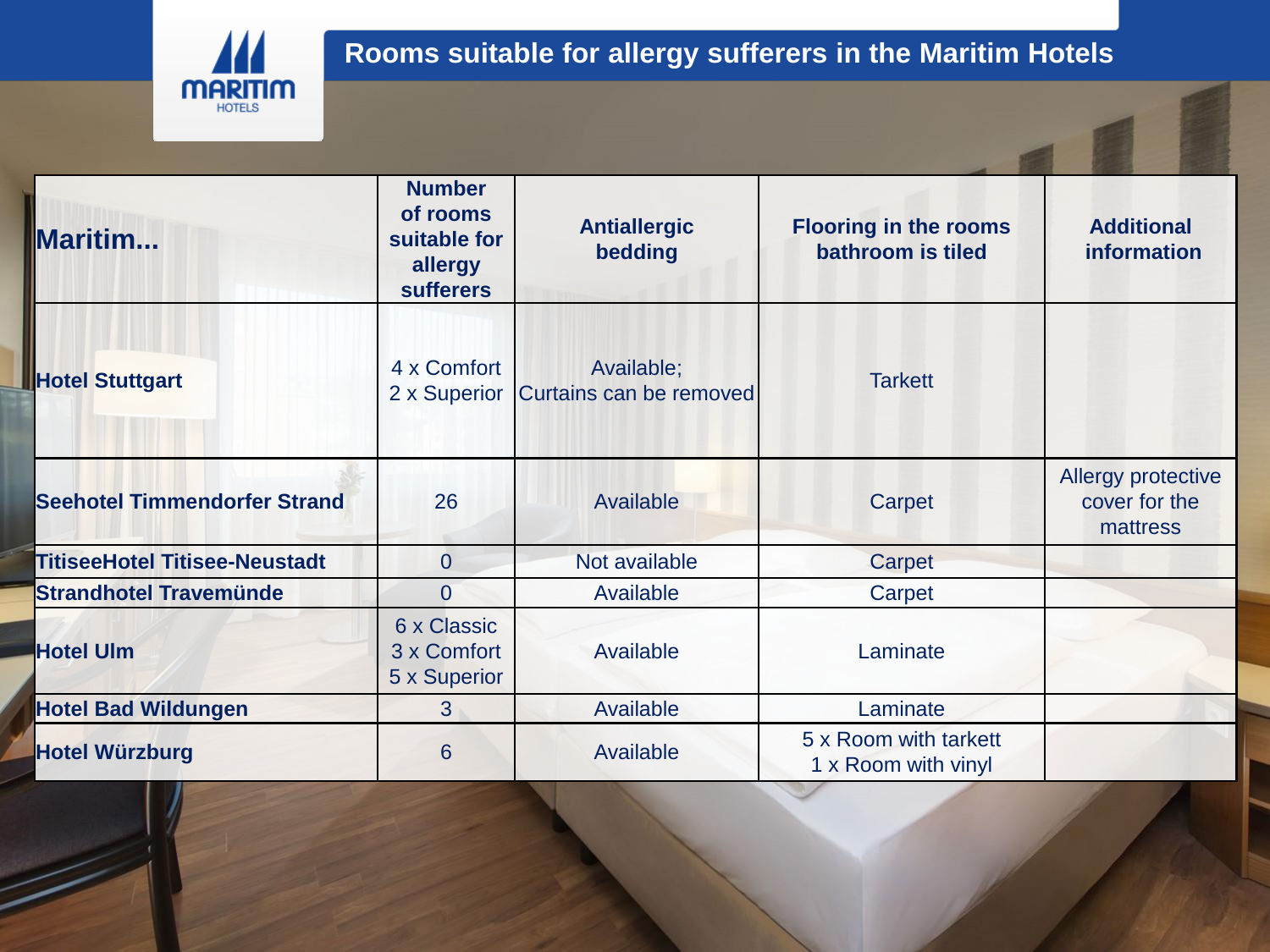# Rooms suitable for allergy sufferers in the Maritim Hotels

| Maritim... | Number of rooms suitable for allergy sufferers | Antiallergic bedding | Flooring in the rooms bathroom is tiled | Additional information |
|---|---|---|---|---|
| **Hotel Stuttgart** | 4 x Comfort<br>2 x Superior | Available;<br>Curtains can be removed | Tarkett | |
| **Seehotel Timmendorfer Strand** | 26 | Available | Carpet | Allergy protective cover for the mattress |
| **TitiseeHotel Titisee-Neustadt** | 0 | Not available | Carpet | |
| **Strandhotel Travemünde** | 0 | Available | Carpet | |
| **Hotel Ulm** | 6 x Classic<br>3 x Comfort<br>5 x Superior | Available | Laminate | |
| **Hotel Bad Wildungen** | 3 | Available | Laminate | |
| **Hotel Würzburg** | 6 | Available | 5 x Room with tarkett<br>1 x Room with vinyl | |